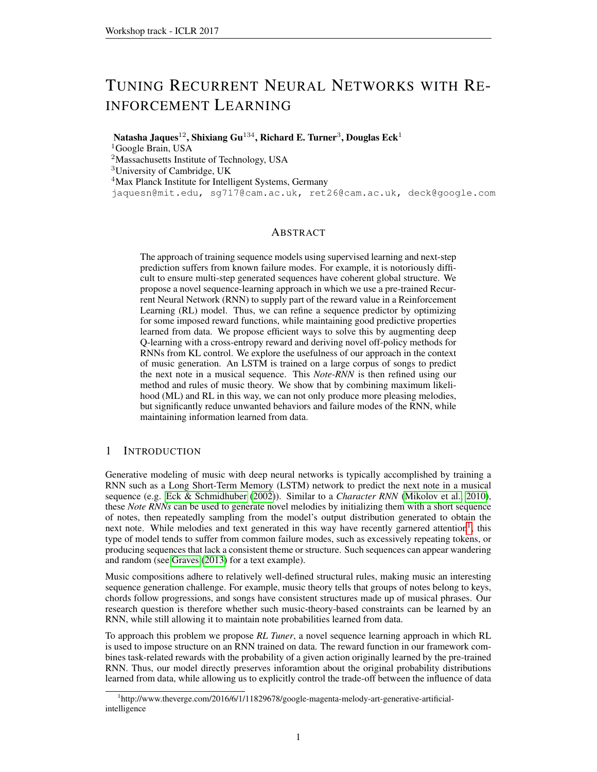# TUNING RECURRENT NEURAL NETWORKS WITH REINFORCEMENT LEARNING

**Natasha Jaques**[1,2], **Shixiang Gu**[1,3,4], **Richard E. Turner**[3], **Douglas Eck**[1]

[1]Google Brain, USA
[2]Massachusetts Institute of Technology, USA
[3]University of Cambridge, UK
[4]Max Planck Institute for Intelligent Systems, Germany

jaquesn@mit.edu, sg717@cam.ac.uk, ret26@cam.ac.uk, deck@google.com

## ABSTRACT

The approach of training sequence models using supervised learning and next-step prediction suffers from known failure modes. For example, it is notoriously difficult to ensure multi-step generated sequences have coherent global structure. We propose a novel sequence-learning approach in which we use a pre-trained Recurrent Neural Network (RNN) to supply part of the reward value in a Reinforcement Learning (RL) model. Thus, we can refine a sequence predictor by optimizing for some imposed reward functions, while maintaining good predictive properties learned from data. We propose efficient ways to solve this by augmenting deep Q-learning with a cross-entropy reward and deriving novel off-policy methods for RNNs from KL control. We explore the usefulness of our approach in the context of music generation. An LSTM is trained on a large corpus of songs to predict the next note in a musical sequence. This *Note-RNN* is then refined using our method and rules of music theory. We show that by combining maximum likelihood (ML) and RL in this way, we can not only produce more pleasing melodies, but significantly reduce unwanted behaviors and failure modes of the RNN, while maintaining information learned from data.

## 1 INTRODUCTION

Generative modeling of music with deep neural networks is typically accomplished by training a RNN such as a Long Short-Term Memory (LSTM) network to predict the next note in a musical sequence (e.g. Eck & Schmidhuber (2002)). Similar to a *Character RNN* (Mikolov et al., 2010), these *Note RNNs* can be used to generate novel melodies by initializing them with a short sequence of notes, then repeatedly sampling from the model's output distribution generated to obtain the next note. While melodies and text generated in this way have recently garnered attention[1], this type of model tends to suffer from common failure modes, such as excessively repeating tokens, or producing sequences that lack a consistent theme or structure. Such sequences can appear wandering and random (see Graves (2013) for a text example).

Music compositions adhere to relatively well-defined structural rules, making music an interesting sequence generation challenge. For example, music theory tells that groups of notes belong to keys, chords follow progressions, and songs have consistent structures made up of musical phrases. Our research question is therefore whether such music-theory-based constraints can be learned by an RNN, while still allowing it to maintain note probabilities learned from data.

To approach this problem we propose *RL Tuner*, a novel sequence learning approach in which RL is used to impose structure on an RNN trained on data. The reward function in our framework combines task-related rewards with the probability of a given action originally learned by the pre-trained RNN. Thus, our model directly preserves inforamtion about the original probability distributions learned from data, while allowing us to explicitly control the trade-off between the influence of data

[1]http://www.theverge.com/2016/6/1/11829678/google-magenta-melody-art-generative-artificial-intelligence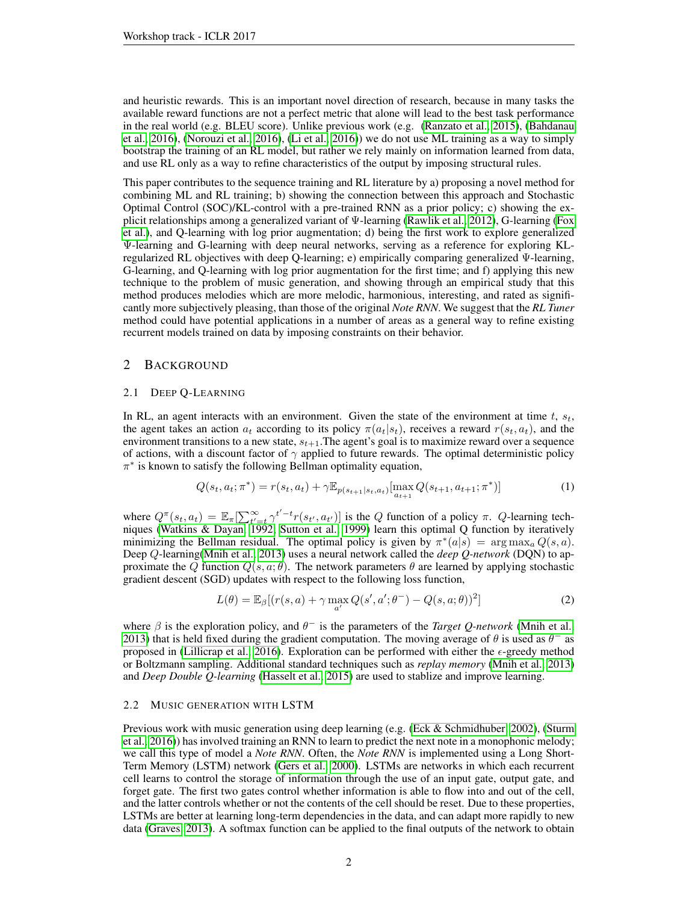and heuristic rewards. This is an important novel direction of research, because in many tasks the available reward functions are not a perfect metric that alone will lead to the best task performance in the real world (e.g. BLEU score). Unlike previous work (e.g. (Ranzato et al., 2015), (Bahdanau et al., 2016), (Norouzi et al., 2016), (Li et al., 2016)) we do not use ML training as a way to simply bootstrap the training of an RL model, but rather we rely mainly on information learned from data, and use RL only as a way to refine characteristics of the output by imposing structural rules.

This paper contributes to the sequence training and RL literature by a) proposing a novel method for combining ML and RL training; b) showing the connection between this approach and Stochastic Optimal Control (SOC)/KL-control with a pre-trained RNN as a prior policy; c) showing the explicit relationships among a generalized variant of Ψ-learning (Rawlik et al., 2012), G-learning (Fox et al.), and Q-learning with log prior augmentation; d) being the first work to explore generalized Ψ-learning and G-learning with deep neural networks, serving as a reference for exploring KL-regularized RL objectives with deep Q-learning; e) empirically comparing generalized Ψ-learning, G-learning, and Q-learning with log prior augmentation for the first time; and f) applying this new technique to the problem of music generation, and showing through an empirical study that this method produces melodies which are more melodic, harmonious, interesting, and rated as significantly more subjectively pleasing, than those of the original *Note RNN*. We suggest that the *RL Tuner* method could have potential applications in a number of areas as a general way to refine existing recurrent models trained on data by imposing constraints on their behavior.

## 2 Background

### 2.1 Deep Q-Learning

In RL, an agent interacts with an environment. Given the state of the environment at time $t$, $s_t$, the agent takes an action $a_t$ according to its policy $\pi(a_t|s_t)$, receives a reward $r(s_t, a_t)$, and the environment transitions to a new state, $s_{t+1}$. The agent's goal is to maximize reward over a sequence of actions, with a discount factor of $\gamma$ applied to future rewards. The optimal deterministic policy $\pi^*$ is known to satisfy the following Bellman optimality equation,

$$Q(s_t, a_t; \pi^*) = r(s_t, a_t) + \gamma \mathbb{E}_{p(s_{t+1}|s_t, a_t)}[\max_{a_{t+1}} Q(s_{t+1}, a_{t+1}; \pi^*)] \tag{1}$$

where $Q^\pi(s_t, a_t) = \mathbb{E}_\pi[\sum_{t'=t}^{\infty} \gamma^{t'-t} r(s_{t'}, a_{t'})]$ is the $Q$ function of a policy $\pi$. $Q$-learning techniques (Watkins & Dayan, 1992; Sutton et al., 1999) learn this optimal Q function by iteratively minimizing the Bellman residual. The optimal policy is given by $\pi^*(a|s) = \arg\max_a Q(s, a)$. Deep $Q$-learning(Mnih et al., 2013) uses a neural network called the *deep Q-network* (DQN) to approximate the $Q$ function $Q(s, a; \theta)$. The network parameters $\theta$ are learned by applying stochastic gradient descent (SGD) updates with respect to the following loss function,

$$L(\theta) = \mathbb{E}_\beta[(r(s, a) + \gamma \max_{a'} Q(s', a'; \theta^-) - Q(s, a; \theta))^2] \tag{2}$$

where $\beta$ is the exploration policy, and $\theta^-$ is the parameters of the *Target Q-network* (Mnih et al., 2013) that is held fixed during the gradient computation. The moving average of $\theta$ is used as $\theta^-$ as proposed in (Lillicrap et al., 2016). Exploration can be performed with either the $\epsilon$-greedy method or Boltzmann sampling. Additional standard techniques such as *replay memory* (Mnih et al., 2013) and *Deep Double Q-learning* (Hasselt et al., 2015) are used to stablize and improve learning.

### 2.2 Music generation with LSTM

Previous work with music generation using deep learning (e.g. (Eck & Schmidhuber, 2002), (Sturm et al., 2016)) has involved training an RNN to learn to predict the next note in a monophonic melody; we call this type of model a *Note RNN*. Often, the *Note RNN* is implemented using a Long Short-Term Memory (LSTM) network (Gers et al., 2000). LSTMs are networks in which each recurrent cell learns to control the storage of information through the use of an input gate, output gate, and forget gate. The first two gates control whether information is able to flow into and out of the cell, and the latter controls whether or not the contents of the cell should be reset. Due to these properties, LSTMs are better at learning long-term dependencies in the data, and can adapt more rapidly to new data (Graves, 2013). A softmax function can be applied to the final outputs of the network to obtain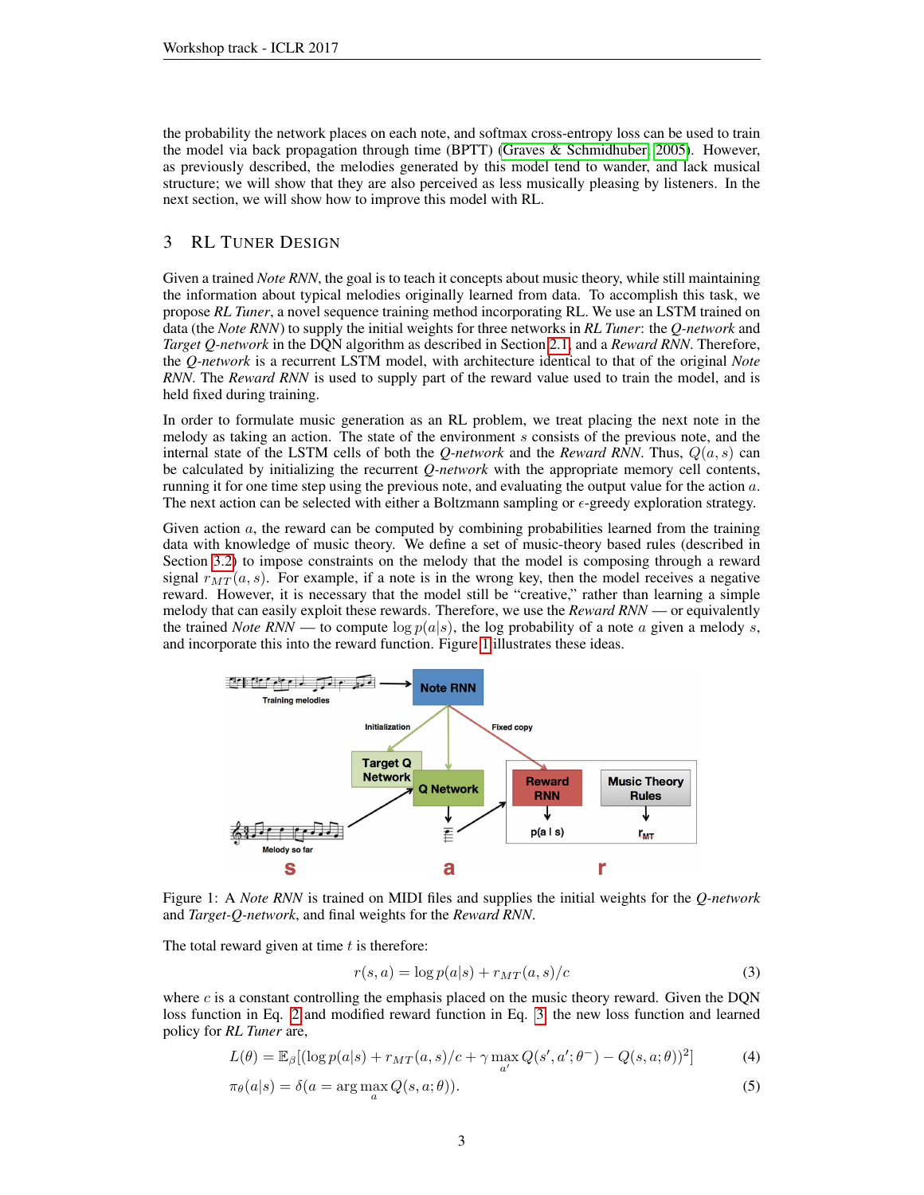the probability the network places on each note, and softmax cross-entropy loss can be used to train the model via back propagation through time (BPTT) (Graves & Schmidhuber, 2005). However, as previously described, the melodies generated by this model tend to wander, and lack musical structure; we will show that they are also perceived as less musically pleasing by listeners. In the next section, we will show how to improve this model with RL.

## 3 RL Tuner Design

Given a trained *Note RNN*, the goal is to teach it concepts about music theory, while still maintaining the information about typical melodies originally learned from data. To accomplish this task, we propose *RL Tuner*, a novel sequence training method incorporating RL. We use an LSTM trained on data (the *Note RNN*) to supply the initial weights for three networks in *RL Tuner*: the *Q-network* and *Target Q-network* in the DQN algorithm as described in Section 2.1, and a *Reward RNN*. Therefore, the *Q-network* is a recurrent LSTM model, with architecture identical to that of the original *Note RNN*. The *Reward RNN* is used to supply part of the reward value used to train the model, and is held fixed during training.

In order to formulate music generation as an RL problem, we treat placing the next note in the melody as taking an action. The state of the environment $s$ consists of the previous note, and the internal state of the LSTM cells of both the *Q-network* and the *Reward RNN*. Thus, $Q(a, s)$ can be calculated by initializing the recurrent *Q-network* with the appropriate memory cell contents, running it for one time step using the previous note, and evaluating the output value for the action $a$. The next action can be selected with either a Boltzmann sampling or $\epsilon$-greedy exploration strategy.

Given action $a$, the reward can be computed by combining probabilities learned from the training data with knowledge of music theory. We define a set of music-theory based rules (described in Section 3.2) to impose constraints on the melody that the model is composing through a reward signal $r_{MT}(a, s)$. For example, if a note is in the wrong key, then the model receives a negative reward. However, it is necessary that the model still be "creative," rather than learning a simple melody that can easily exploit these rewards. Therefore, we use the *Reward RNN* — or equivalently the trained *Note RNN* — to compute $\log p(a|s)$, the log probability of a note $a$ given a melody $s$, and incorporate this into the reward function. Figure 1 illustrates these ideas.

Figure 1: A *Note RNN* is trained on MIDI files and supplies the initial weights for the *Q-network* and *Target-Q-network*, and final weights for the *Reward RNN*.

The total reward given at time $t$ is therefore:

$$r(s, a) = \log p(a|s) + r_{MT}(a, s)/c \tag{3}$$

where $c$ is a constant controlling the emphasis placed on the music theory reward. Given the DQN loss function in Eq. 2 and modified reward function in Eq. 3, the new loss function and learned policy for *RL Tuner* are,

$$L(\theta) = \mathbb{E}_\beta[(\log p(a|s) + r_{MT}(a, s)/c + \gamma \max_{a'} Q(s', a'; \theta^-) - Q(s, a; \theta))^2] \tag{4}$$

$$\pi_\theta(a|s) = \delta(a = \arg\max_a Q(s, a; \theta)). \tag{5}$$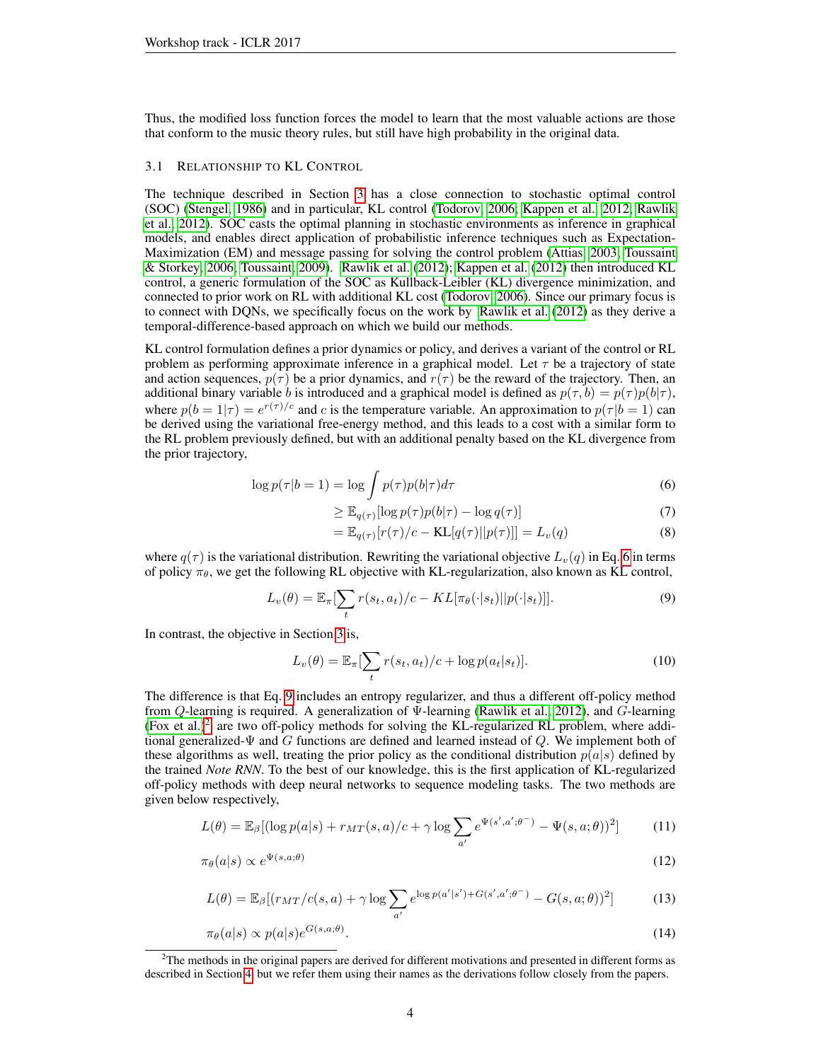Thus, the modified loss function forces the model to learn that the most valuable actions are those that conform to the music theory rules, but still have high probability in the original data.

### 3.1 Relationship to KL Control

The technique described in Section 3 has a close connection to stochastic optimal control (SOC) (Stengel, 1986) and in particular, KL control (Todorov, 2006; Kappen et al., 2012; Rawlik et al., 2012). SOC casts the optimal planning in stochastic environments as inference in graphical models, and enables direct application of probabilistic inference techniques such as Expectation-Maximization (EM) and message passing for solving the control problem (Attias, 2003; Toussaint & Storkey, 2006; Toussaint, 2009). Rawlik et al. (2012); Kappen et al. (2012) then introduced KL control, a generic formulation of the SOC as Kullback-Leibler (KL) divergence minimization, and connected to prior work on RL with additional KL cost (Todorov, 2006). Since our primary focus is to connect with DQNs, we specifically focus on the work by Rawlik et al. (2012) as they derive a temporal-difference-based approach on which we build our methods.

KL control formulation defines a prior dynamics or policy, and derives a variant of the control or RL problem as performing approximate inference in a graphical model. Let $\tau$ be a trajectory of state and action sequences, $p(\tau)$ be a prior dynamics, and $r(\tau)$ be the reward of the trajectory. Then, an additional binary variable $b$ is introduced and a graphical model is defined as $p(\tau, b) = p(\tau)p(b|\tau)$, where $p(b = 1|\tau) = e^{r(\tau)/c}$ and $c$ is the temperature variable. An approximation to $p(\tau|b = 1)$ can be derived using the variational free-energy method, and this leads to a cost with a similar form to the RL problem previously defined, but with an additional penalty based on the KL divergence from the prior trajectory,

$$\log p(\tau|b = 1) = \log \int p(\tau)p(b|\tau)d\tau \tag{6}$$

$$\geq \mathbb{E}_{q(\tau)}[\log p(\tau)p(b|\tau) - \log q(\tau)] \tag{7}$$

$$= \mathbb{E}_{q(\tau)}[r(\tau)/c - \text{KL}[q(\tau)||p(\tau)]] = L_v(q) \tag{8}$$

where $q(\tau)$ is the variational distribution. Rewriting the variational objective $L_v(q)$ in Eq. 6 in terms of policy $\pi_\theta$, we get the following RL objective with KL-regularization, also known as KL control,

$$L_v(\theta) = \mathbb{E}_\pi[\sum_t r(s_t, a_t)/c - KL[\pi_\theta(\cdot|s_t)||p(\cdot|s_t)]]. \tag{9}$$

In contrast, the objective in Section 3 is,

$$L_v(\theta) = \mathbb{E}_\pi[\sum_t r(s_t, a_t)/c + \log p(a_t|s_t)]. \tag{10}$$

The difference is that Eq. 9 includes an entropy regularizer, and thus a different off-policy method from $Q$-learning is required. A generalization of $\Psi$-learning (Rawlik et al., 2012), and $G$-learning (Fox et al.)[2] are two off-policy methods for solving the KL-regularized RL problem, where additional generalized-$\Psi$ and $G$ functions are defined and learned instead of $Q$. We implement both of these algorithms as well, treating the prior policy as the conditional distribution $p(a|s)$ defined by the trained *Note RNN*. To the best of our knowledge, this is the first application of KL-regularized off-policy methods with deep neural networks to sequence modeling tasks. The two methods are given below respectively,

$$L(\theta) = \mathbb{E}_\beta[(\log p(a|s) + r_{MT}(s, a)/c + \gamma \log \sum_{a'} e^{\Psi(s', a'; \theta^-)} - \Psi(s, a; \theta))^2] \tag{11}$$

$$\pi_\theta(a|s) \propto e^{\Psi(s,a;\theta)} \tag{12}$$

$$L(\theta) = \mathbb{E}_\beta[(r_{MT}/c(s, a) + \gamma \log \sum_{a'} e^{\log p(a'|s') + G(s', a'; \theta^-)} - G(s, a; \theta))^2] \tag{13}$$

$$\pi_\theta(a|s) \propto p(a|s)e^{G(s,a;\theta)}. \tag{14}$$

[2] The methods in the original papers are derived for different motivations and presented in different forms as described in Section 4, but we refer them using their names as the derivations follow closely from the papers.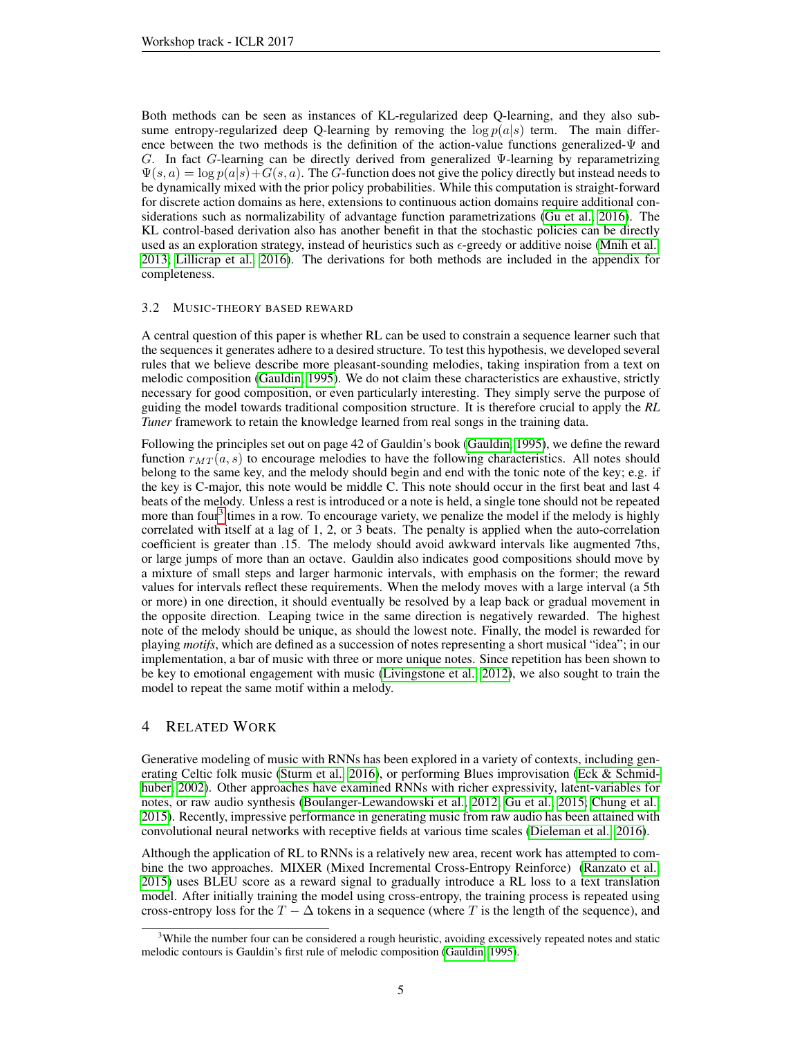Both methods can be seen as instances of KL-regularized deep Q-learning, and they also subsume entropy-regularized deep Q-learning by removing the $\log p(a|s)$ term. The main difference between the two methods is the definition of the action-value functions generalized-$\Psi$ and $G$. In fact $G$-learning can be directly derived from generalized $\Psi$-learning by reparametrizing $\Psi(s,a) = \log p(a|s) + G(s,a)$. The $G$-function does not give the policy directly but instead needs to be dynamically mixed with the prior policy probabilities. While this computation is straight-forward for discrete action domains as here, extensions to continuous action domains require additional considerations such as normalizability of advantage function parametrizations (Gu et al., 2016). The KL control-based derivation also has another benefit in that the stochastic policies can be directly used as an exploration strategy, instead of heuristics such as $\epsilon$-greedy or additive noise (Mnih et al., 2013; Lillicrap et al., 2016). The derivations for both methods are included in the appendix for completeness.

### 3.2 Music-theory based reward

A central question of this paper is whether RL can be used to constrain a sequence learner such that the sequences it generates adhere to a desired structure. To test this hypothesis, we developed several rules that we believe describe more pleasant-sounding melodies, taking inspiration from a text on melodic composition (Gauldin, 1995). We do not claim these characteristics are exhaustive, strictly necessary for good composition, or even particularly interesting. They simply serve the purpose of guiding the model towards traditional composition structure. It is therefore crucial to apply the *RL Tuner* framework to retain the knowledge learned from real songs in the training data.

Following the principles set out on page 42 of Gauldin's book (Gauldin, 1995), we define the reward function $r_{MT}(a, s)$ to encourage melodies to have the following characteristics. All notes should belong to the same key, and the melody should begin and end with the tonic note of the key; e.g. if the key is C-major, this note would be middle C. This note should occur in the first beat and last 4 beats of the melody. Unless a rest is introduced or a note is held, a single tone should not be repeated more than four[3] times in a row. To encourage variety, we penalize the model if the melody is highly correlated with itself at a lag of 1, 2, or 3 beats. The penalty is applied when the auto-correlation coefficient is greater than .15. The melody should avoid awkward intervals like augmented 7ths, or large jumps of more than an octave. Gauldin also indicates good compositions should move by a mixture of small steps and larger harmonic intervals, with emphasis on the former; the reward values for intervals reflect these requirements. When the melody moves with a large interval (a 5th or more) in one direction, it should eventually be resolved by a leap back or gradual movement in the opposite direction. Leaping twice in the same direction is negatively rewarded. The highest note of the melody should be unique, as should the lowest note. Finally, the model is rewarded for playing *motifs*, which are defined as a succession of notes representing a short musical "idea"; in our implementation, a bar of music with three or more unique notes. Since repetition has been shown to be key to emotional engagement with music (Livingstone et al., 2012), we also sought to train the model to repeat the same motif within a melody.

## 4 Related Work

Generative modeling of music with RNNs has been explored in a variety of contexts, including generating Celtic folk music (Sturm et al., 2016), or performing Blues improvisation (Eck & Schmidhuber, 2002). Other approaches have examined RNNs with richer expressivity, latent-variables for notes, or raw audio synthesis (Boulanger-Lewandowski et al., 2012; Gu et al., 2015; Chung et al., 2015). Recently, impressive performance in generating music from raw audio has been attained with convolutional neural networks with receptive fields at various time scales (Dieleman et al., 2016).

Although the application of RL to RNNs is a relatively new area, recent work has attempted to combine the two approaches. MIXER (Mixed Incremental Cross-Entropy Reinforce) (Ranzato et al., 2015) uses BLEU score as a reward signal to gradually introduce a RL loss to a text translation model. After initially training the model using cross-entropy, the training process is repeated using cross-entropy loss for the $T - \Delta$ tokens in a sequence (where $T$ is the length of the sequence), and

[3] While the number four can be considered a rough heuristic, avoiding excessively repeated notes and static melodic contours is Gauldin's first rule of melodic composition (Gauldin, 1995).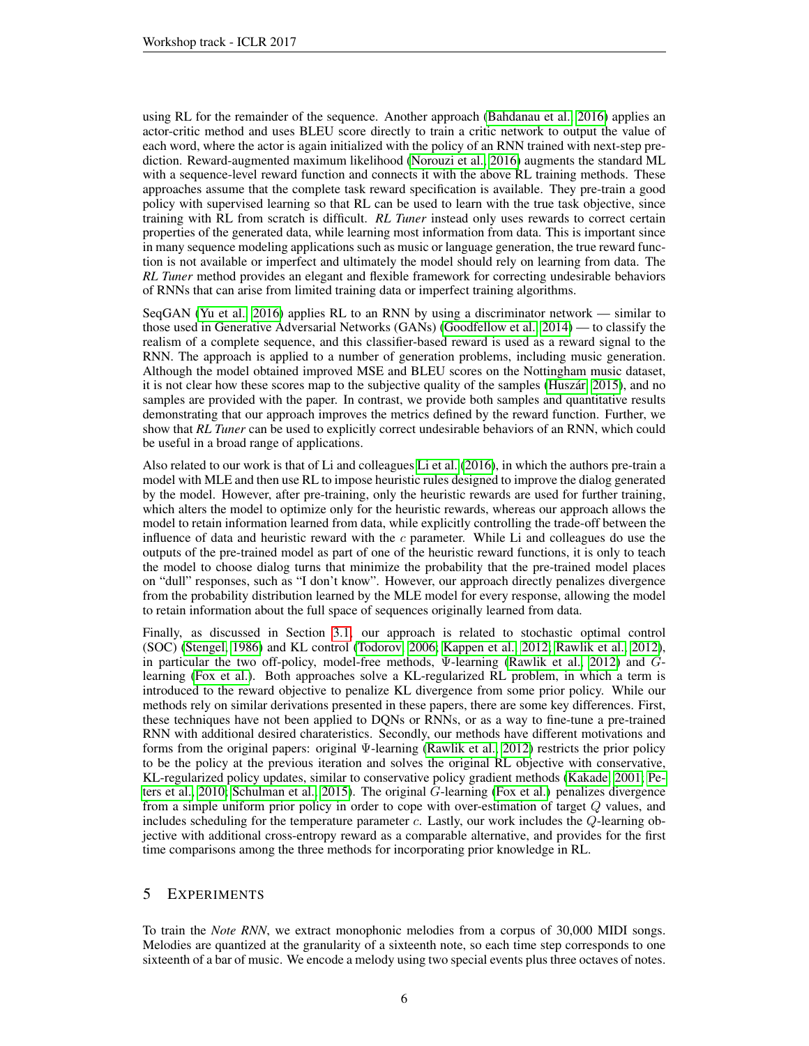using RL for the remainder of the sequence. Another approach (Bahdanau et al., 2016) applies an actor-critic method and uses BLEU score directly to train a critic network to output the value of each word, where the actor is again initialized with the policy of an RNN trained with next-step prediction. Reward-augmented maximum likelihood (Norouzi et al., 2016) augments the standard ML with a sequence-level reward function and connects it with the above RL training methods. These approaches assume that the complete task reward specification is available. They pre-train a good policy with supervised learning so that RL can be used to learn with the true task objective, since training with RL from scratch is difficult. *RL Tuner* instead only uses rewards to correct certain properties of the generated data, while learning most information from data. This is important since in many sequence modeling applications such as music or language generation, the true reward function is not available or imperfect and ultimately the model should rely on learning from data. The *RL Tuner* method provides an elegant and flexible framework for correcting undesirable behaviors of RNNs that can arise from limited training data or imperfect training algorithms.

SeqGAN (Yu et al., 2016) applies RL to an RNN by using a discriminator network — similar to those used in Generative Adversarial Networks (GANs) (Goodfellow et al., 2014) — to classify the realism of a complete sequence, and this classifier-based reward is used as a reward signal to the RNN. The approach is applied to a number of generation problems, including music generation. Although the model obtained improved MSE and BLEU scores on the Nottingham music dataset, it is not clear how these scores map to the subjective quality of the samples (Huszár, 2015), and no samples are provided with the paper. In contrast, we provide both samples and quantitative results demonstrating that our approach improves the metrics defined by the reward function. Further, we show that *RL Tuner* can be used to explicitly correct undesirable behaviors of an RNN, which could be useful in a broad range of applications.

Also related to our work is that of Li and colleagues Li et al. (2016), in which the authors pre-train a model with MLE and then use RL to impose heuristic rules designed to improve the dialog generated by the model. However, after pre-training, only the heuristic rewards are used for further training, which alters the model to optimize only for the heuristic rewards, whereas our approach allows the model to retain information learned from data, while explicitly controlling the trade-off between the influence of data and heuristic reward with the $c$ parameter. While Li and colleagues do use the outputs of the pre-trained model as part of one of the heuristic reward functions, it is only to teach the model to choose dialog turns that minimize the probability that the pre-trained model places on "dull" responses, such as "I don't know". However, our approach directly penalizes divergence from the probability distribution learned by the MLE model for every response, allowing the model to retain information about the full space of sequences originally learned from data.

Finally, as discussed in Section 3.1, our approach is related to stochastic optimal control (SOC) (Stengel, 1986) and KL control (Todorov, 2006; Kappen et al., 2012; Rawlik et al., 2012), in particular the two off-policy, model-free methods, $\Psi$-learning (Rawlik et al., 2012) and $G$-learning (Fox et al.). Both approaches solve a KL-regularized RL problem, in which a term is introduced to the reward objective to penalize KL divergence from some prior policy. While our methods rely on similar derivations presented in these papers, there are some key differences. First, these techniques have not been applied to DQNs or RNNs, or as a way to fine-tune a pre-trained RNN with additional desired charateristics. Secondly, our methods have different motivations and forms from the original papers: original $\Psi$-learning (Rawlik et al., 2012) restricts the prior policy to be the policy at the previous iteration and solves the original RL objective with conservative, KL-regularized policy updates, similar to conservative policy gradient methods (Kakade, 2001; Peters et al., 2010; Schulman et al., 2015). The original $G$-learning (Fox et al.) penalizes divergence from a simple uniform prior policy in order to cope with over-estimation of target $Q$ values, and includes scheduling for the temperature parameter $c$. Lastly, our work includes the $Q$-learning objective with additional cross-entropy reward as a comparable alternative, and provides for the first time comparisons among the three methods for incorporating prior knowledge in RL.

## 5 EXPERIMENTS

To train the *Note RNN*, we extract monophonic melodies from a corpus of 30,000 MIDI songs. Melodies are quantized at the granularity of a sixteenth note, so each time step corresponds to one sixteenth of a bar of music. We encode a melody using two special events plus three octaves of notes.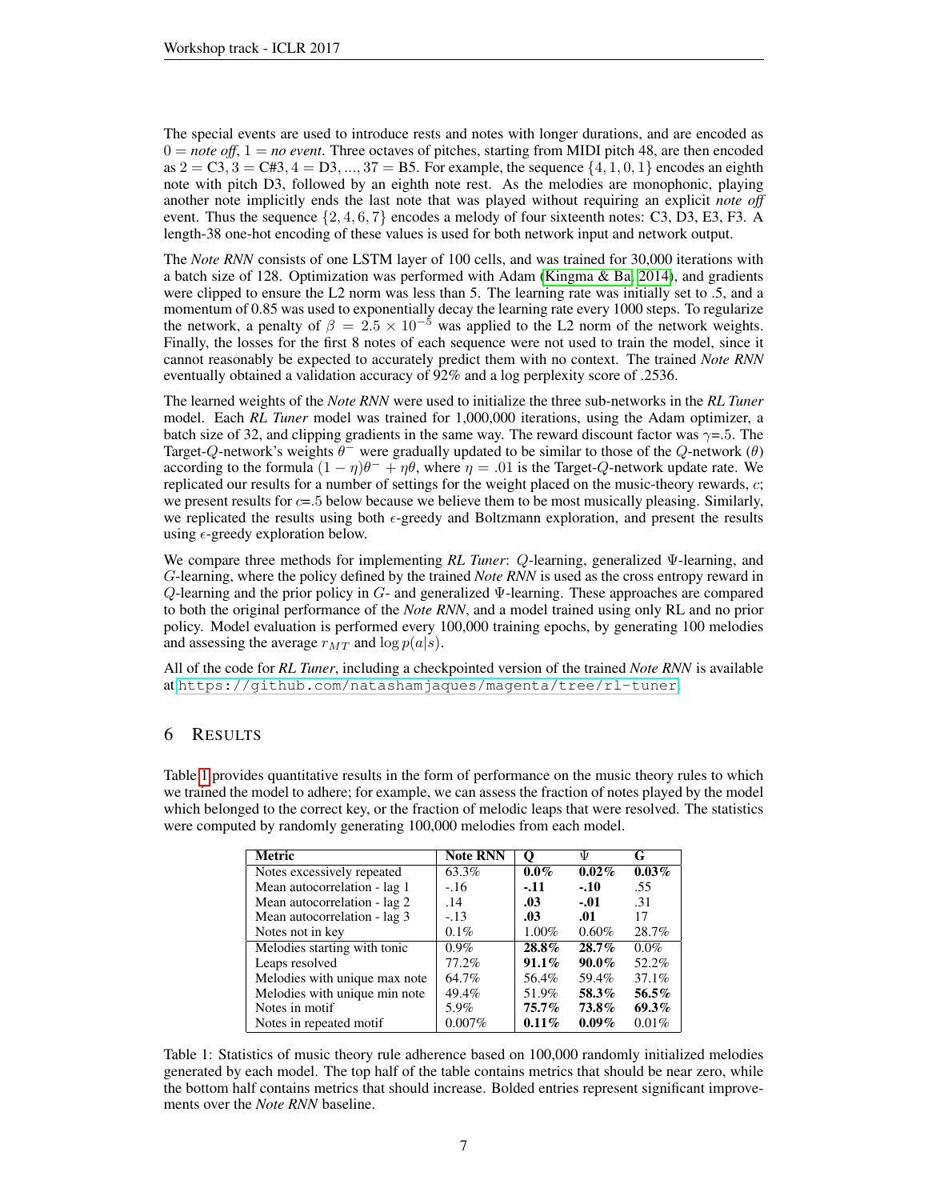The special events are used to introduce rests and notes with longer durations, and are encoded as $0 =$ *note off*, $1 =$ *no event*. Three octaves of pitches, starting from MIDI pitch 48, are then encoded as $2 = \text{C3}, 3 = \text{C\#3}, 4 = \text{D3}, ..., 37 = \text{B5}$. For example, the sequence $\{4, 1, 0, 1\}$ encodes an eighth note with pitch D3, followed by an eighth note rest. As the melodies are monophonic, playing another note implicitly ends the last note that was played without requiring an explicit *note off* event. Thus the sequence $\{2, 4, 6, 7\}$ encodes a melody of four sixteenth notes: C3, D3, E3, F3. A length-38 one-hot encoding of these values is used for both network input and network output.

The *Note RNN* consists of one LSTM layer of 100 cells, and was trained for 30,000 iterations with a batch size of 128. Optimization was performed with Adam (Kingma & Ba, 2014), and gradients were clipped to ensure the L2 norm was less than 5. The learning rate was initially set to .5, and a momentum of 0.85 was used to exponentially decay the learning rate every 1000 steps. To regularize the network, a penalty of $\beta = 2.5 \times 10^{-5}$ was applied to the L2 norm of the network weights. Finally, the losses for the first 8 notes of each sequence were not used to train the model, since it cannot reasonably be expected to accurately predict them with no context. The trained *Note RNN* eventually obtained a validation accuracy of 92% and a log perplexity score of .2536.

The learned weights of the *Note RNN* were used to initialize the three sub-networks in the *RL Tuner* model. Each *RL Tuner* model was trained for 1,000,000 iterations, using the Adam optimizer, a batch size of 32, and clipping gradients in the same way. The reward discount factor was $\gamma$=.5. The Target-$Q$-network's weights $\theta^-$ were gradually updated to be similar to those of the $Q$-network ($\theta$) according to the formula $(1 - \eta)\theta^- + \eta\theta$, where $\eta = .01$ is the Target-$Q$-network update rate. We replicated our results for a number of settings for the weight placed on the music-theory rewards, $c$; we present results for $c$=.5 below because we believe them to be most musically pleasing. Similarly, we replicated the results using both $\epsilon$-greedy and Boltzmann exploration, and present the results using $\epsilon$-greedy exploration below.

We compare three methods for implementing *RL Tuner*: $Q$-learning, generalized $\Psi$-learning, and $G$-learning, where the policy defined by the trained *Note RNN* is used as the cross entropy reward in $Q$-learning and the prior policy in $G$- and generalized $\Psi$-learning. These approaches are compared to both the original performance of the *Note RNN*, and a model trained using only RL and no prior policy. Model evaluation is performed every 100,000 training epochs, by generating 100 melodies and assessing the average $r_{MT}$ and $\log p(a|s)$.

All of the code for *RL Tuner*, including a checkpointed version of the trained *Note RNN* is available at https://github.com/natashamjaques/magenta/tree/rl-tuner.

## 6 Results

Table 1 provides quantitative results in the form of performance on the music theory rules to which we trained the model to adhere; for example, we can assess the fraction of notes played by the model which belonged to the correct key, or the fraction of melodic leaps that were resolved. The statistics were computed by randomly generating 100,000 melodies from each model.

| Metric | Note RNN | Q | $\Psi$ | G |
|---|---|---|---|---|
| Notes excessively repeated | 63.3% | **0.0%** | **0.02%** | **0.03%** |
| Mean autocorrelation - lag 1 | -.16 | **-.11** | **-.10** | .55 |
| Mean autocorrelation - lag 2 | .14 | **.03** | **-.01** | .31 |
| Mean autocorrelation - lag 3 | -.13 | **.03** | **.01** | 17 |
| Notes not in key | 0.1% | 1.00% | 0.60% | 28.7% |
| Melodies starting with tonic | 0.9% | **28.8%** | **28.7%** | 0.0% |
| Leaps resolved | 77.2% | **91.1%** | **90.0%** | 52.2% |
| Melodies with unique max note | 64.7% | 56.4% | 59.4% | 37.1% |
| Melodies with unique min note | 49.4% | 51.9% | **58.3%** | **56.5%** |
| Notes in motif | 5.9% | **75.7%** | **73.8%** | **69.3%** |
| Notes in repeated motif | 0.007% | **0.11%** | **0.09%** | 0.01% |

Table 1: Statistics of music theory rule adherence based on 100,000 randomly initialized melodies generated by each model. The top half of the table contains metrics that should be near zero, while the bottom half contains metrics that should increase. Bolded entries represent significant improvements over the *Note RNN* baseline.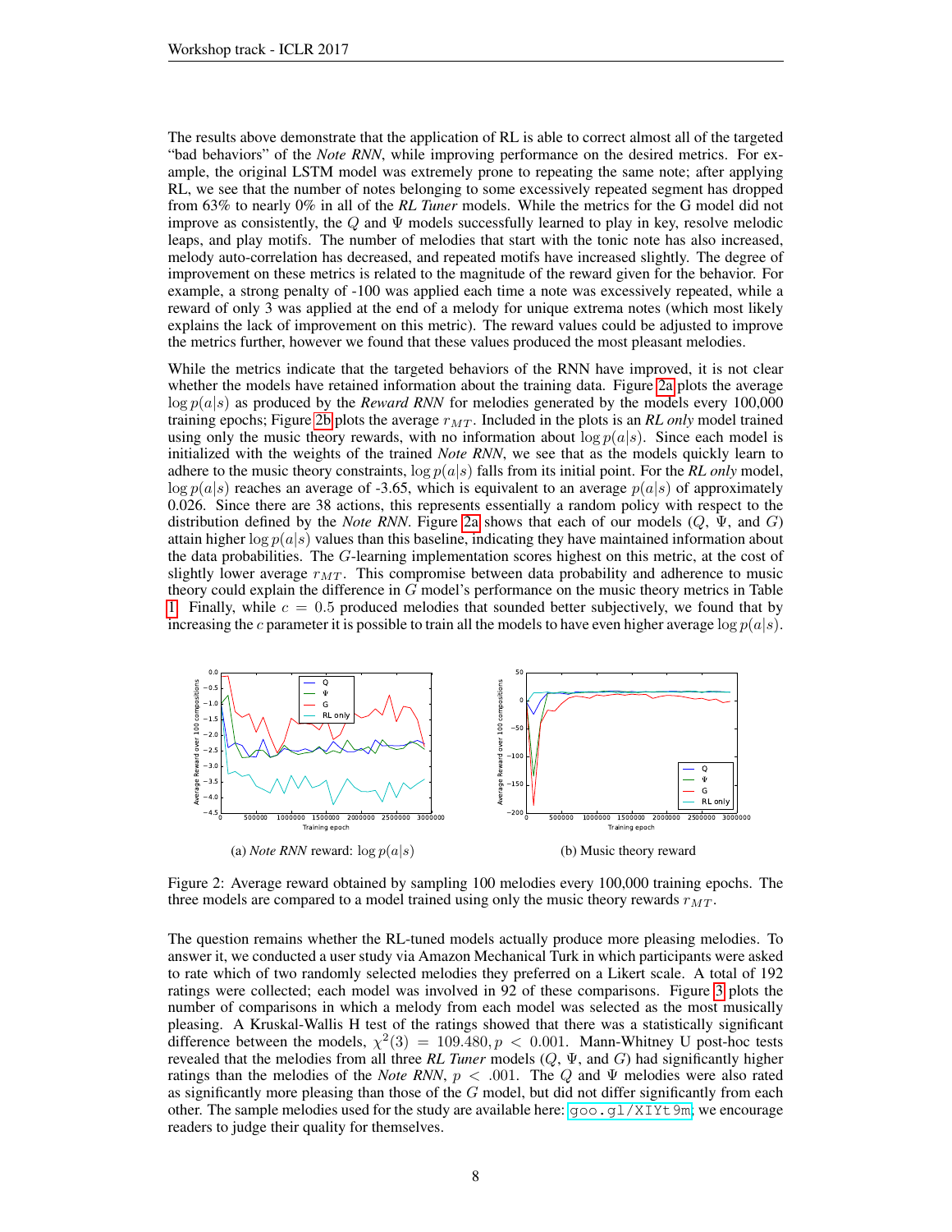The results above demonstrate that the application of RL is able to correct almost all of the targeted "bad behaviors" of the *Note RNN*, while improving performance on the desired metrics. For example, the original LSTM model was extremely prone to repeating the same note; after applying RL, we see that the number of notes belonging to some excessively repeated segment has dropped from 63% to nearly 0% in all of the *RL Tuner* models. While the metrics for the G model did not improve as consistently, the $Q$ and $\Psi$ models successfully learned to play in key, resolve melodic leaps, and play motifs. The number of melodies that start with the tonic note has also increased, melody auto-correlation has decreased, and repeated motifs have increased slightly. The degree of improvement on these metrics is related to the magnitude of the reward given for the behavior. For example, a strong penalty of -100 was applied each time a note was excessively repeated, while a reward of only 3 was applied at the end of a melody for unique extrema notes (which most likely explains the lack of improvement on this metric). The reward values could be adjusted to improve the metrics further, however we found that these values produced the most pleasant melodies.

While the metrics indicate that the targeted behaviors of the RNN have improved, it is not clear whether the models have retained information about the training data. Figure 2a plots the average $\log p(a|s)$ as produced by the *Reward RNN* for melodies generated by the models every 100,000 training epochs; Figure 2b plots the average $r_{MT}$. Included in the plots is an *RL only* model trained using only the music theory rewards, with no information about $\log p(a|s)$. Since each model is initialized with the weights of the trained *Note RNN*, we see that as the models quickly learn to adhere to the music theory constraints, $\log p(a|s)$ falls from its initial point. For the *RL only* model, $\log p(a|s)$ reaches an average of -3.65, which is equivalent to an average $p(a|s)$ of approximately 0.026. Since there are 38 actions, this represents essentially a random policy with respect to the distribution defined by the *Note RNN*. Figure 2a shows that each of our models ($Q$, $\Psi$, and $G$) attain higher $\log p(a|s)$ values than this baseline, indicating they have maintained information about the data probabilities. The $G$-learning implementation scores highest on this metric, at the cost of slightly lower average $r_{MT}$. This compromise between data probability and adherence to music theory could explain the difference in $G$ model's performance on the music theory metrics in Table 1. Finally, while $c = 0.5$ produced melodies that sounded better subjectively, we found that by increasing the $c$ parameter it is possible to train all the models to have even higher average $\log p(a|s)$.

(a) *Note RNN* reward: $\log p(a|s)$

(b) Music theory reward

Figure 2: Average reward obtained by sampling 100 melodies every 100,000 training epochs. The three models are compared to a model trained using only the music theory rewards $r_{MT}$.

The question remains whether the RL-tuned models actually produce more pleasing melodies. To answer it, we conducted a user study via Amazon Mechanical Turk in which participants were asked to rate which of two randomly selected melodies they preferred on a Likert scale. A total of 192 ratings were collected; each model was involved in 92 of these comparisons. Figure 3 plots the number of comparisons in which a melody from each model was selected as the most musically pleasing. A Kruskal-Wallis H test of the ratings showed that there was a statistically significant difference between the models, $\chi^2(3) = 109.480, p < 0.001$. Mann-Whitney U post-hoc tests revealed that the melodies from all three *RL Tuner* models ($Q$, $\Psi$, and $G$) had significantly higher ratings than the melodies of the *Note RNN*, $p < .001$. The $Q$ and $\Psi$ melodies were also rated as significantly more pleasing than those of the $G$ model, but did not differ significantly from each other. The sample melodies used for the study are available here: goo.gl/XIYt9m; we encourage readers to judge their quality for themselves.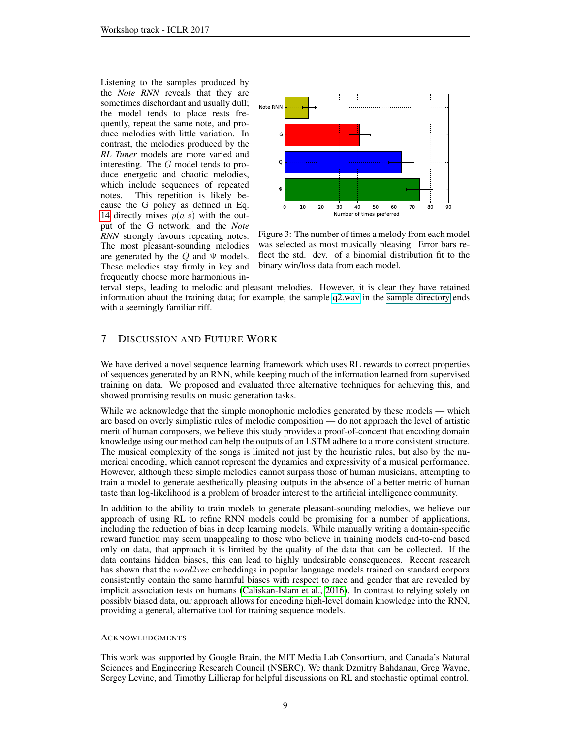Listening to the samples produced by the *Note RNN* reveals that they are sometimes dischordant and usually dull; the model tends to place rests frequently, repeat the same note, and produce melodies with little variation. In contrast, the melodies produced by the *RL Tuner* models are more varied and interesting. The $G$ model tends to produce energetic and chaotic melodies, which include sequences of repeated notes. This repetition is likely because the G policy as defined in Eq. 14 directly mixes $p(a|s)$ with the output of the G network, and the *Note RNN* strongly favours repeating notes. The most pleasant-sounding melodies are generated by the $Q$ and $\Psi$ models. These melodies stay firmly in key and frequently choose more harmonious interval steps, leading to melodic and pleasant melodies. However, it is clear they have retained information about the training data; for example, the sample q2.wav in the sample directory ends with a seemingly familiar riff.

Figure 3: The number of times a melody from each model was selected as most musically pleasing. Error bars reflect the std. dev. of a binomial distribution fit to the binary win/loss data from each model.

## 7 Discussion and Future Work

We have derived a novel sequence learning framework which uses RL rewards to correct properties of sequences generated by an RNN, while keeping much of the information learned from supervised training on data. We proposed and evaluated three alternative techniques for achieving this, and showed promising results on music generation tasks.

While we acknowledge that the simple monophonic melodies generated by these models — which are based on overly simplistic rules of melodic composition — do not approach the level of artistic merit of human composers, we believe this study provides a proof-of-concept that encoding domain knowledge using our method can help the outputs of an LSTM adhere to a more consistent structure. The musical complexity of the songs is limited not just by the heuristic rules, but also by the numerical encoding, which cannot represent the dynamics and expressivity of a musical performance. However, although these simple melodies cannot surpass those of human musicians, attempting to train a model to generate aesthetically pleasing outputs in the absence of a better metric of human taste than log-likelihood is a problem of broader interest to the artificial intelligence community.

In addition to the ability to train models to generate pleasant-sounding melodies, we believe our approach of using RL to refine RNN models could be promising for a number of applications, including the reduction of bias in deep learning models. While manually writing a domain-specific reward function may seem unappealing to those who believe in training models end-to-end based only on data, that approach it is limited by the quality of the data that can be collected. If the data contains hidden biases, this can lead to highly undesirable consequences. Recent research has shown that the *word2vec* embeddings in popular language models trained on standard corpora consistently contain the same harmful biases with respect to race and gender that are revealed by implicit association tests on humans (Caliskan-Islam et al., 2016). In contrast to relying solely on possibly biased data, our approach allows for encoding high-level domain knowledge into the RNN, providing a general, alternative tool for training sequence models.

### Acknowledgments

This work was supported by Google Brain, the MIT Media Lab Consortium, and Canada's Natural Sciences and Engineering Research Council (NSERC). We thank Dzmitry Bahdanau, Greg Wayne, Sergey Levine, and Timothy Lillicrap for helpful discussions on RL and stochastic optimal control.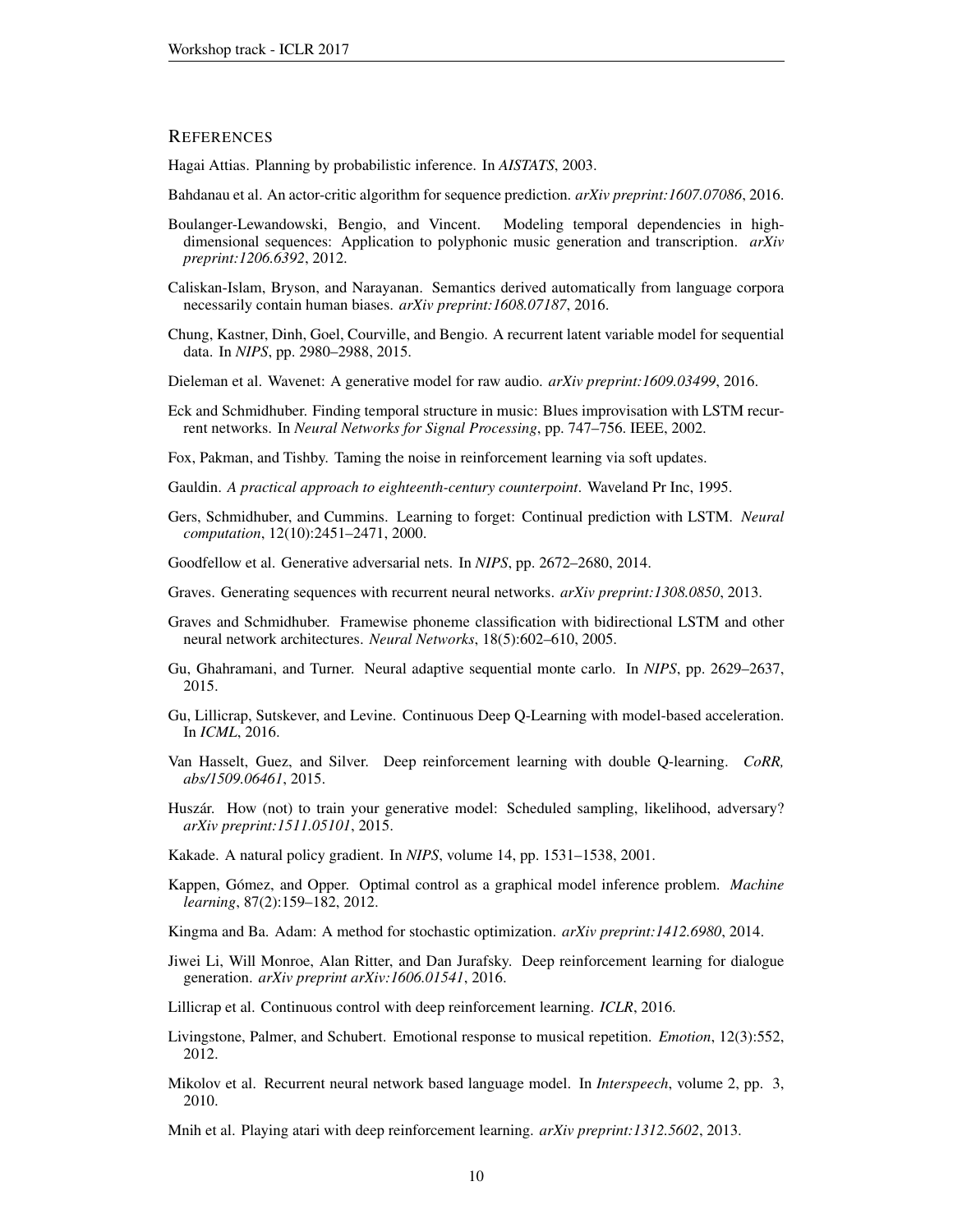## REFERENCES

Hagai Attias. Planning by probabilistic inference. In *AISTATS*, 2003.

Bahdanau et al. An actor-critic algorithm for sequence prediction. *arXiv preprint:1607.07086*, 2016.

Boulanger-Lewandowski, Bengio, and Vincent. Modeling temporal dependencies in high-dimensional sequences: Application to polyphonic music generation and transcription. *arXiv preprint:1206.6392*, 2012.

Caliskan-Islam, Bryson, and Narayanan. Semantics derived automatically from language corpora necessarily contain human biases. *arXiv preprint:1608.07187*, 2016.

Chung, Kastner, Dinh, Goel, Courville, and Bengio. A recurrent latent variable model for sequential data. In *NIPS*, pp. 2980–2988, 2015.

Dieleman et al. Wavenet: A generative model for raw audio. *arXiv preprint:1609.03499*, 2016.

Eck and Schmidhuber. Finding temporal structure in music: Blues improvisation with LSTM recurrent networks. In *Neural Networks for Signal Processing*, pp. 747–756. IEEE, 2002.

Fox, Pakman, and Tishby. Taming the noise in reinforcement learning via soft updates.

Gauldin. *A practical approach to eighteenth-century counterpoint*. Waveland Pr Inc, 1995.

Gers, Schmidhuber, and Cummins. Learning to forget: Continual prediction with LSTM. *Neural computation*, 12(10):2451–2471, 2000.

Goodfellow et al. Generative adversarial nets. In *NIPS*, pp. 2672–2680, 2014.

Graves. Generating sequences with recurrent neural networks. *arXiv preprint:1308.0850*, 2013.

Graves and Schmidhuber. Framewise phoneme classification with bidirectional LSTM and other neural network architectures. *Neural Networks*, 18(5):602–610, 2005.

Gu, Ghahramani, and Turner. Neural adaptive sequential monte carlo. In *NIPS*, pp. 2629–2637, 2015.

Gu, Lillicrap, Sutskever, and Levine. Continuous Deep Q-Learning with model-based acceleration. In *ICML*, 2016.

Van Hasselt, Guez, and Silver. Deep reinforcement learning with double Q-learning. *CoRR, abs/1509.06461*, 2015.

Huszár. How (not) to train your generative model: Scheduled sampling, likelihood, adversary? *arXiv preprint:1511.05101*, 2015.

Kakade. A natural policy gradient. In *NIPS*, volume 14, pp. 1531–1538, 2001.

Kappen, Gómez, and Opper. Optimal control as a graphical model inference problem. *Machine learning*, 87(2):159–182, 2012.

Kingma and Ba. Adam: A method for stochastic optimization. *arXiv preprint:1412.6980*, 2014.

Jiwei Li, Will Monroe, Alan Ritter, and Dan Jurafsky. Deep reinforcement learning for dialogue generation. *arXiv preprint arXiv:1606.01541*, 2016.

Lillicrap et al. Continuous control with deep reinforcement learning. *ICLR*, 2016.

Livingstone, Palmer, and Schubert. Emotional response to musical repetition. *Emotion*, 12(3):552, 2012.

Mikolov et al. Recurrent neural network based language model. In *Interspeech*, volume 2, pp. 3, 2010.

Mnih et al. Playing atari with deep reinforcement learning. *arXiv preprint:1312.5602*, 2013.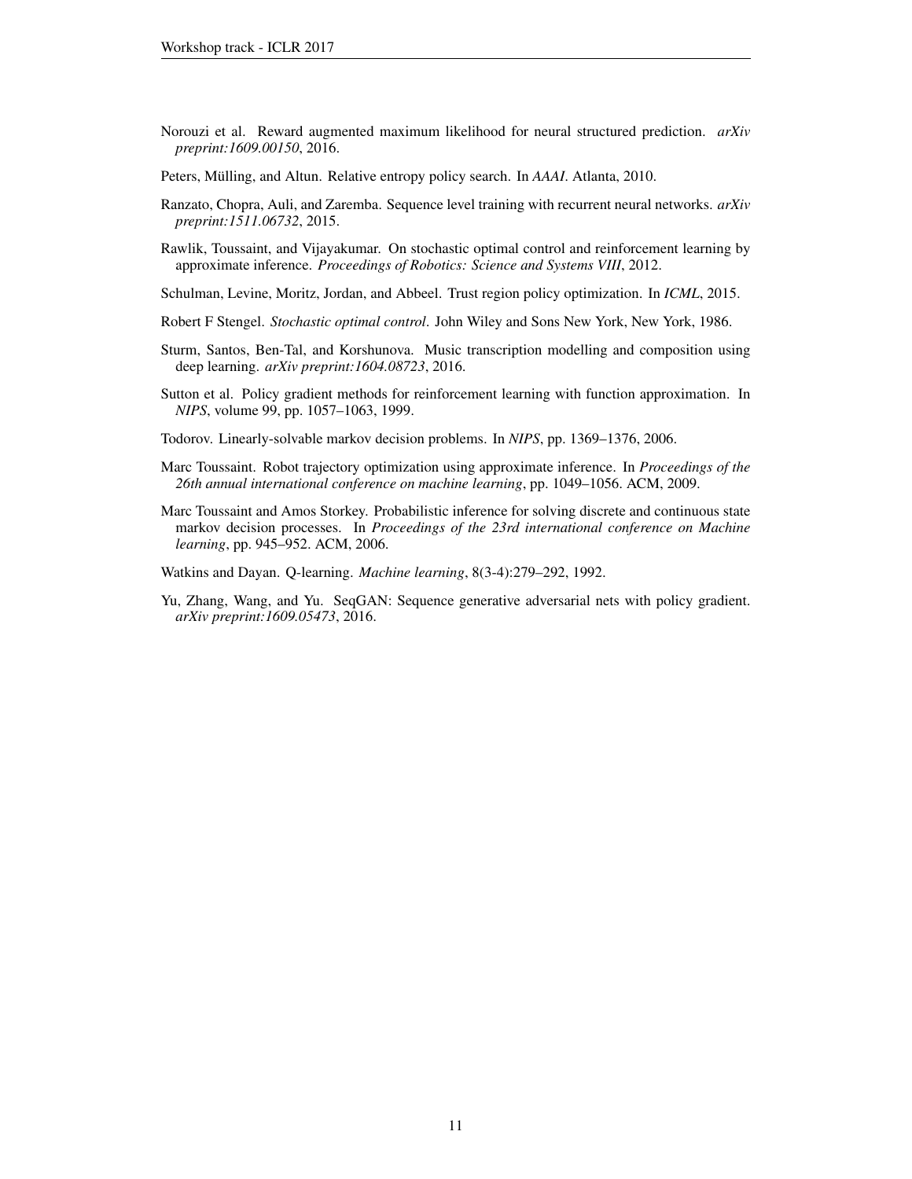Norouzi et al. Reward augmented maximum likelihood for neural structured prediction. *arXiv preprint:1609.00150*, 2016.

Peters, Mülling, and Altun. Relative entropy policy search. In *AAAI*. Atlanta, 2010.

Ranzato, Chopra, Auli, and Zaremba. Sequence level training with recurrent neural networks. *arXiv preprint:1511.06732*, 2015.

Rawlik, Toussaint, and Vijayakumar. On stochastic optimal control and reinforcement learning by approximate inference. *Proceedings of Robotics: Science and Systems VIII*, 2012.

Schulman, Levine, Moritz, Jordan, and Abbeel. Trust region policy optimization. In *ICML*, 2015.

Robert F Stengel. *Stochastic optimal control*. John Wiley and Sons New York, New York, 1986.

Sturm, Santos, Ben-Tal, and Korshunova. Music transcription modelling and composition using deep learning. *arXiv preprint:1604.08723*, 2016.

Sutton et al. Policy gradient methods for reinforcement learning with function approximation. In *NIPS*, volume 99, pp. 1057–1063, 1999.

Todorov. Linearly-solvable markov decision problems. In *NIPS*, pp. 1369–1376, 2006.

Marc Toussaint. Robot trajectory optimization using approximate inference. In *Proceedings of the 26th annual international conference on machine learning*, pp. 1049–1056. ACM, 2009.

Marc Toussaint and Amos Storkey. Probabilistic inference for solving discrete and continuous state markov decision processes. In *Proceedings of the 23rd international conference on Machine learning*, pp. 945–952. ACM, 2006.

Watkins and Dayan. Q-learning. *Machine learning*, 8(3-4):279–292, 1992.

Yu, Zhang, Wang, and Yu. SeqGAN: Sequence generative adversarial nets with policy gradient. *arXiv preprint:1609.05473*, 2016.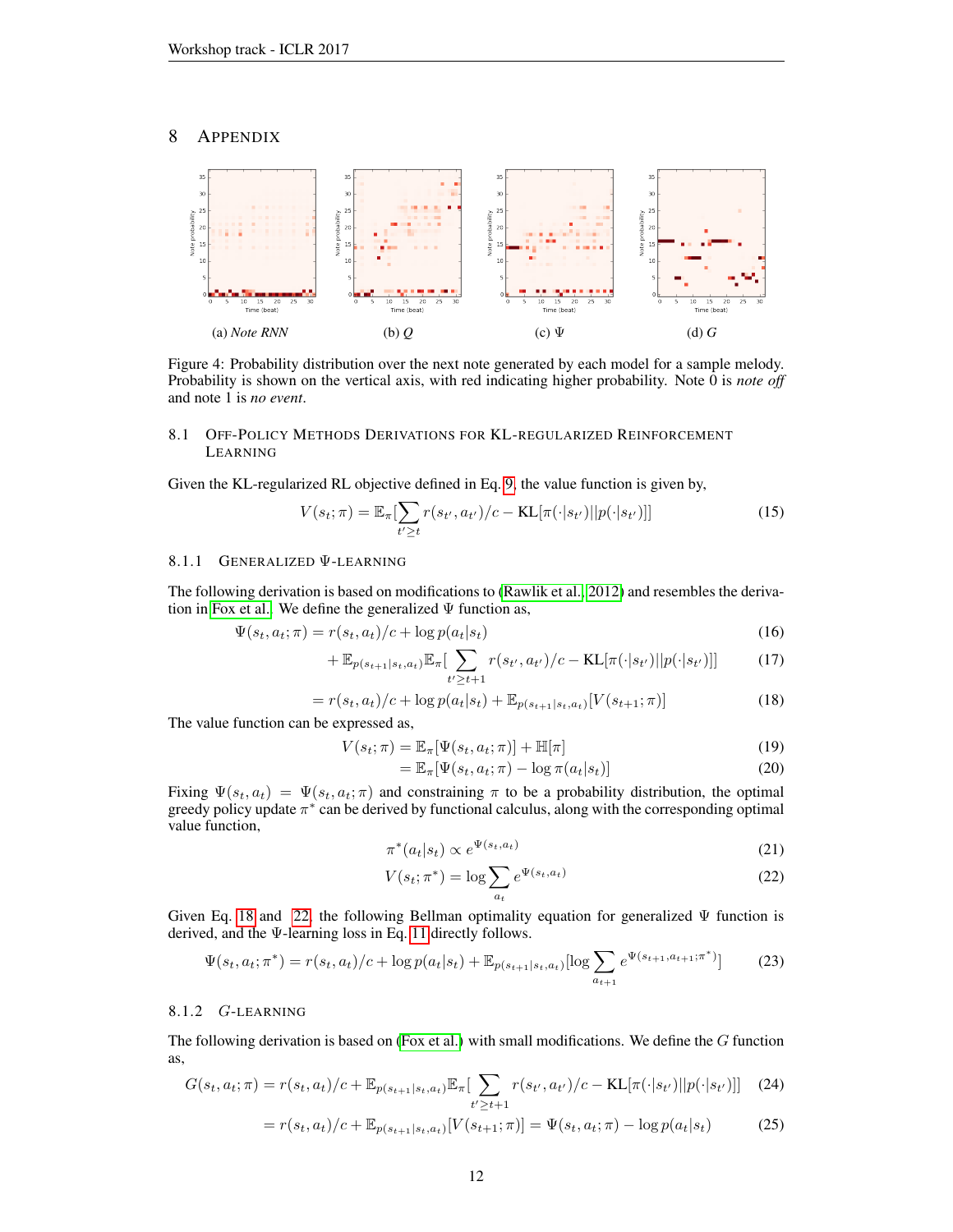## 8 APPENDIX

(a) *Note RNN* (b) $Q$ (c) $\Psi$ (d) $G$

Figure 4: Probability distribution over the next note generated by each model for a sample melody. Probability is shown on the vertical axis, with red indicating higher probability. Note 0 is *note off* and note 1 is *no event*.

### 8.1 OFF-POLICY METHODS DERIVATIONS FOR KL-REGULARIZED REINFORCEMENT LEARNING

Given the KL-regularized RL objective defined in Eq. 9, the value function is given by,

$$V(s_t;\pi) = \mathbb{E}_\pi[\sum_{t' \geq t} r(s_{t'}, a_{t'})/c - \text{KL}[\pi(\cdot|s_{t'})||p(\cdot|s_{t'})]] \tag{15}$$

#### 8.1.1 GENERALIZED $\Psi$-LEARNING

The following derivation is based on modifications to (Rawlik et al., 2012) and resembles the derivation in Fox et al.. We define the generalized $\Psi$ function as,

$$\Psi(s_t, a_t; \pi) = r(s_t, a_t)/c + \log p(a_t|s_t) \tag{16}$$

$$+ \mathbb{E}_{p(s_{t+1}|s_t,a_t)}\mathbb{E}_\pi[\sum_{t' \geq t+1} r(s_{t'}, a_{t'})/c - \text{KL}[\pi(\cdot|s_{t'})||p(\cdot|s_{t'})]] \tag{17}$$

$$= r(s_t, a_t)/c + \log p(a_t|s_t) + \mathbb{E}_{p(s_{t+1}|s_t,a_t)}[V(s_{t+1};\pi)] \tag{18}$$

The value function can be expressed as,

$$V(s_t;\pi) = \mathbb{E}_\pi[\Psi(s_t, a_t;\pi)] + \mathbb{H}[\pi] \tag{19}$$

$$= \mathbb{E}_\pi[\Psi(s_t, a_t;\pi) - \log \pi(a_t|s_t)] \tag{20}$$

Fixing $\Psi(s_t, a_t) = \Psi(s_t, a_t; \pi)$ and constraining $\pi$ to be a probability distribution, the optimal greedy policy update $\pi^*$ can be derived by functional calculus, along with the corresponding optimal value function,

$$\pi^*(a_t|s_t) \propto e^{\Psi(s_t,a_t)} \tag{21}$$

$$V(s_t;\pi^*) = \log \sum_{a_t} e^{\Psi(s_t,a_t)} \tag{22}$$

Given Eq. 18 and 22, the following Bellman optimality equation for generalized $\Psi$ function is derived, and the $\Psi$-learning loss in Eq. 11 directly follows.

$$\Psi(s_t, a_t;\pi^*) = r(s_t, a_t)/c + \log p(a_t|s_t) + \mathbb{E}_{p(s_{t+1}|s_t,a_t)}[\log \sum_{a_{t+1}} e^{\Psi(s_{t+1},a_{t+1};\pi^*)}] \tag{23}$$

#### 8.1.2 $G$-LEARNING

The following derivation is based on (Fox et al.) with small modifications. We define the $G$ function as,

$$G(s_t, a_t;\pi) = r(s_t, a_t)/c + \mathbb{E}_{p(s_{t+1}|s_t,a_t)}\mathbb{E}_\pi[\sum_{t' \geq t+1} r(s_{t'}, a_{t'})/c - \text{KL}[\pi(\cdot|s_{t'})||p(\cdot|s_{t'})]] \tag{24}$$

$$= r(s_t, a_t)/c + \mathbb{E}_{p(s_{t+1}|s_t,a_t)}[V(s_{t+1};\pi)] = \Psi(s_t, a_t;\pi) - \log p(a_t|s_t) \tag{25}$$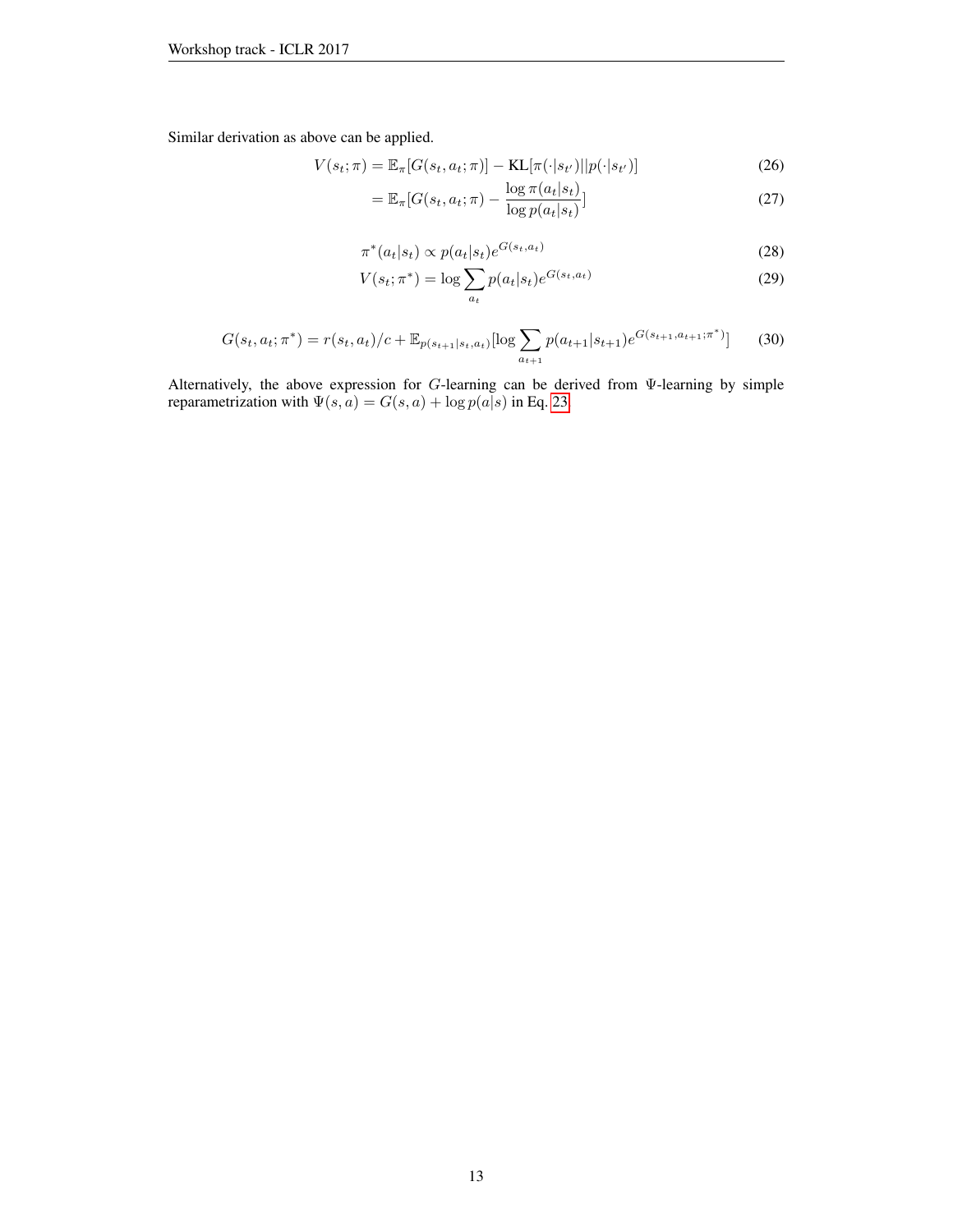Similar derivation as above can be applied.

$$V(s_t; \pi) = \mathbb{E}_\pi[G(s_t, a_t; \pi)] - \text{KL}[\pi(\cdot|s_{t'})||p(\cdot|s_{t'})] \tag{26}$$

$$= \mathbb{E}_\pi[G(s_t, a_t; \pi) - \frac{\log \pi(a_t|s_t)}{\log p(a_t|s_t)}] \tag{27}$$

$$\pi^*(a_t|s_t) \propto p(a_t|s_t)e^{G(s_t,a_t)} \tag{28}$$

$$V(s_t; \pi^*) = \log \sum_{a_t} p(a_t|s_t)e^{G(s_t,a_t)} \tag{29}$$

$$G(s_t, a_t; \pi^*) = r(s_t, a_t)/c + \mathbb{E}_{p(s_{t+1}|s_t,a_t)}[\log \sum_{a_{t+1}} p(a_{t+1}|s_{t+1})e^{G(s_{t+1},a_{t+1};\pi^*)}] \tag{30}$$

Alternatively, the above expression for $G$-learning can be derived from $\Psi$-learning by simple reparametrization with $\Psi(s, a) = G(s, a) + \log p(a|s)$ in Eq. 23.